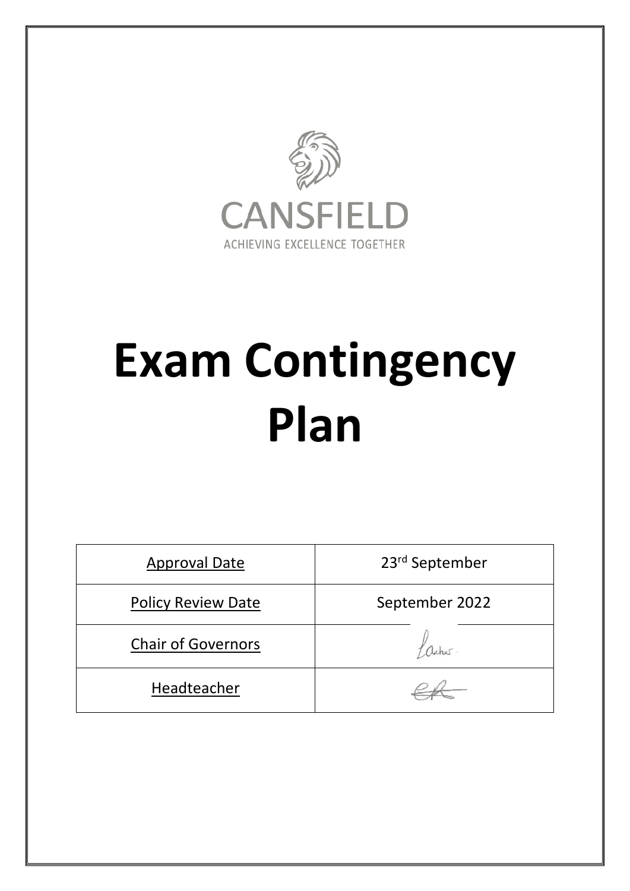CANSFIELD

ACHIEVING EXCELLENCE TOGETHER

# Exam Contingency Plan

| Approval Date | 23rd September |
|---|---|
| Policy Review Date | September 2022 |
| Chair of Governors | |
| Headteacher | |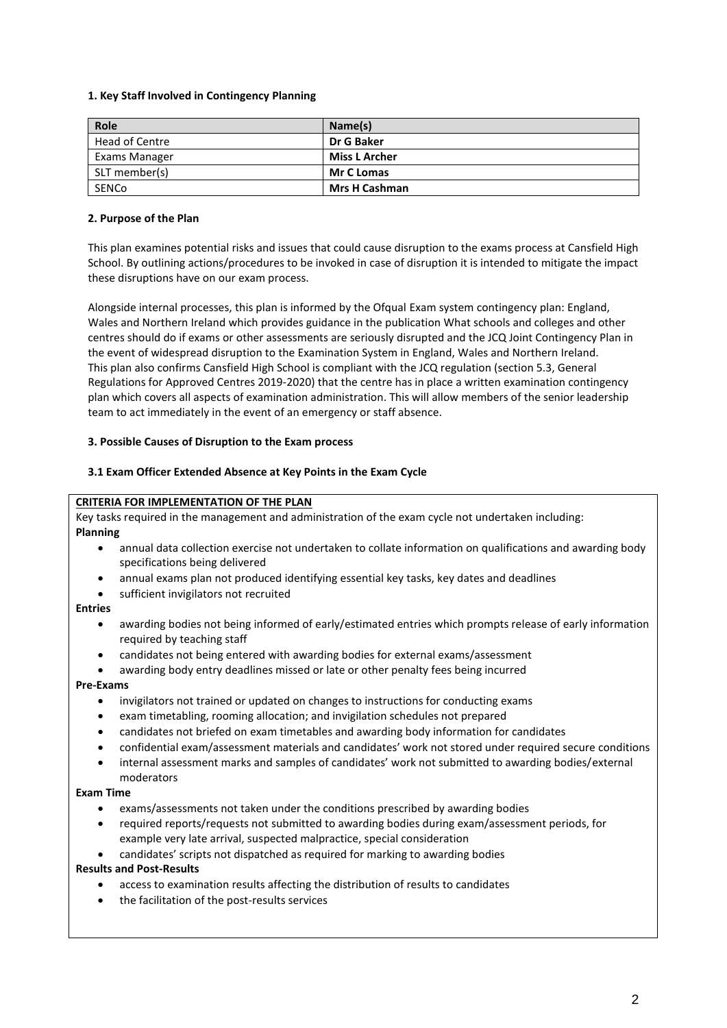### 1. Key Staff Involved in Contingency Planning

| Role | Name(s) |
|---|---|
| Head of Centre | **Dr G Baker** |
| Exams Manager | **Miss L Archer** |
| SLT member(s) | **Mr C Lomas** |
| SENCo | **Mrs H Cashman** |

### 2. Purpose of the Plan

This plan examines potential risks and issues that could cause disruption to the exams process at Cansfield High School. By outlining actions/procedures to be invoked in case of disruption it is intended to mitigate the impact these disruptions have on our exam process.

Alongside internal processes, this plan is informed by the Ofqual Exam system contingency plan: England, Wales and Northern Ireland which provides guidance in the publication What schools and colleges and other centres should do if exams or other assessments are seriously disrupted and the JCQ Joint Contingency Plan in the event of widespread disruption to the Examination System in England, Wales and Northern Ireland. This plan also confirms Cansfield High School is compliant with the JCQ regulation (section 5.3, General Regulations for Approved Centres 2019-2020) that the centre has in place a written examination contingency plan which covers all aspects of examination administration. This will allow members of the senior leadership team to act immediately in the event of an emergency or staff absence.

### 3. Possible Causes of Disruption to the Exam process

#### 3.1 Exam Officer Extended Absence at Key Points in the Exam Cycle

**CRITERIA FOR IMPLEMENTATION OF THE PLAN**

Key tasks required in the management and administration of the exam cycle not undertaken including:

**Planning**

- annual data collection exercise not undertaken to collate information on qualifications and awarding body specifications being delivered
- annual exams plan not produced identifying essential key tasks, key dates and deadlines
- sufficient invigilators not recruited

**Entries**

- awarding bodies not being informed of early/estimated entries which prompts release of early information required by teaching staff
- candidates not being entered with awarding bodies for external exams/assessment
- awarding body entry deadlines missed or late or other penalty fees being incurred

**Pre-Exams**

- invigilators not trained or updated on changes to instructions for conducting exams
- exam timetabling, rooming allocation; and invigilation schedules not prepared
- candidates not briefed on exam timetables and awarding body information for candidates
- confidential exam/assessment materials and candidates' work not stored under required secure conditions
- internal assessment marks and samples of candidates' work not submitted to awarding bodies/external moderators

**Exam Time**

- exams/assessments not taken under the conditions prescribed by awarding bodies
- required reports/requests not submitted to awarding bodies during exam/assessment periods, for example very late arrival, suspected malpractice, special consideration
- candidates' scripts not dispatched as required for marking to awarding bodies

**Results and Post-Results**

- access to examination results affecting the distribution of results to candidates
- the facilitation of the post-results services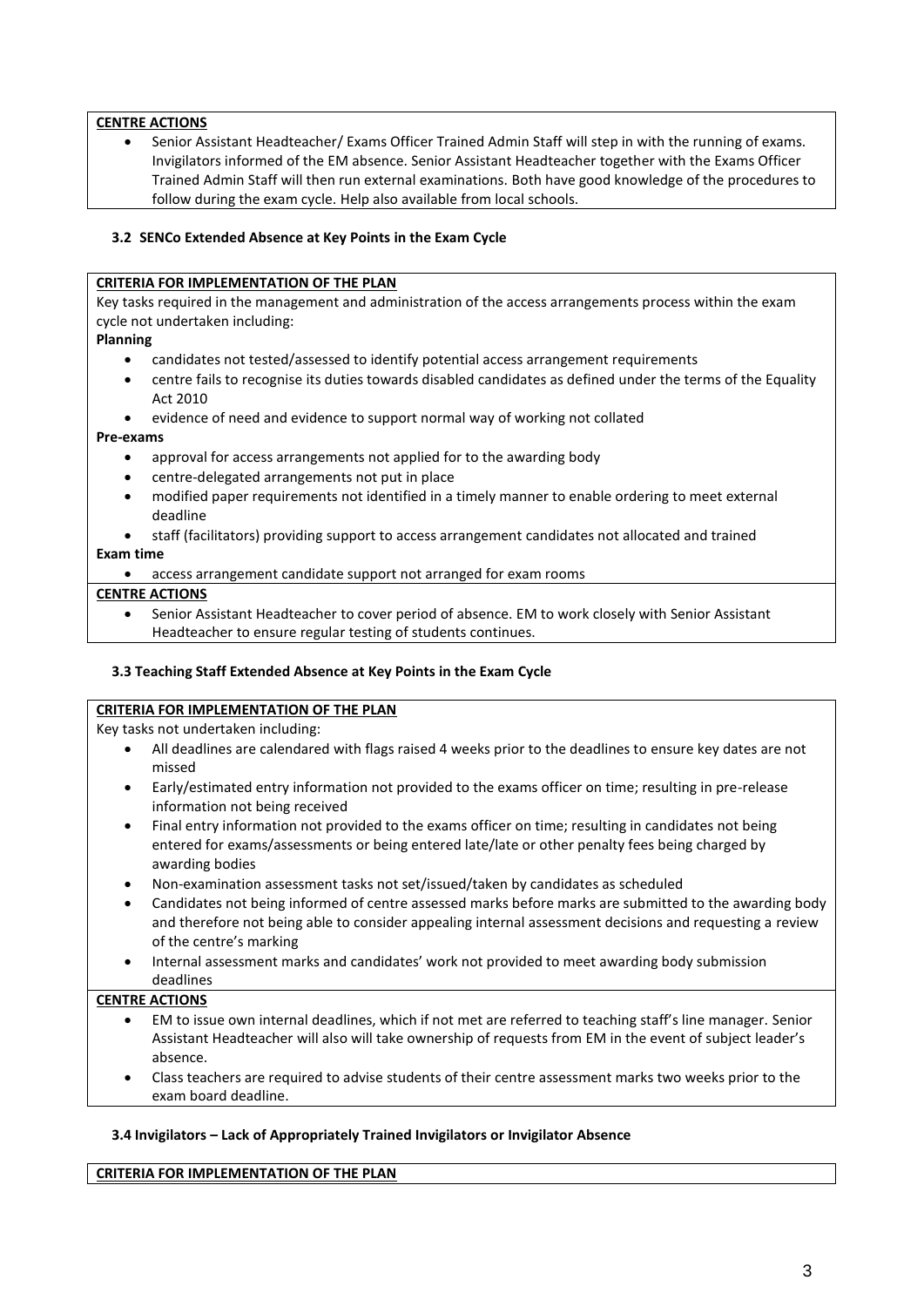**CENTRE ACTIONS**

- Senior Assistant Headteacher/ Exams Officer Trained Admin Staff will step in with the running of exams. Invigilators informed of the EM absence. Senior Assistant Headteacher together with the Exams Officer Trained Admin Staff will then run external examinations. Both have good knowledge of the procedures to follow during the exam cycle. Help also available from local schools.

### 3.2 SENCo Extended Absence at Key Points in the Exam Cycle

**CRITERIA FOR IMPLEMENTATION OF THE PLAN**

Key tasks required in the management and administration of the access arrangements process within the exam cycle not undertaken including:

**Planning**

- candidates not tested/assessed to identify potential access arrangement requirements
- centre fails to recognise its duties towards disabled candidates as defined under the terms of the Equality Act 2010
- evidence of need and evidence to support normal way of working not collated

**Pre-exams**

- approval for access arrangements not applied for to the awarding body
- centre-delegated arrangements not put in place
- modified paper requirements not identified in a timely manner to enable ordering to meet external deadline
- staff (facilitators) providing support to access arrangement candidates not allocated and trained

**Exam time**

- access arrangement candidate support not arranged for exam rooms

**CENTRE ACTIONS**

- Senior Assistant Headteacher to cover period of absence. EM to work closely with Senior Assistant Headteacher to ensure regular testing of students continues.

### 3.3 Teaching Staff Extended Absence at Key Points in the Exam Cycle

**CRITERIA FOR IMPLEMENTATION OF THE PLAN**

Key tasks not undertaken including:

- All deadlines are calendared with flags raised 4 weeks prior to the deadlines to ensure key dates are not missed
- Early/estimated entry information not provided to the exams officer on time; resulting in pre-release information not being received
- Final entry information not provided to the exams officer on time; resulting in candidates not being entered for exams/assessments or being entered late/late or other penalty fees being charged by awarding bodies
- Non-examination assessment tasks not set/issued/taken by candidates as scheduled
- Candidates not being informed of centre assessed marks before marks are submitted to the awarding body and therefore not being able to consider appealing internal assessment decisions and requesting a review of the centre's marking
- Internal assessment marks and candidates' work not provided to meet awarding body submission deadlines

**CENTRE ACTIONS**

- EM to issue own internal deadlines, which if not met are referred to teaching staff's line manager. Senior Assistant Headteacher will also will take ownership of requests from EM in the event of subject leader's absence.
- Class teachers are required to advise students of their centre assessment marks two weeks prior to the exam board deadline.

### 3.4 Invigilators – Lack of Appropriately Trained Invigilators or Invigilator Absence

**CRITERIA FOR IMPLEMENTATION OF THE PLAN**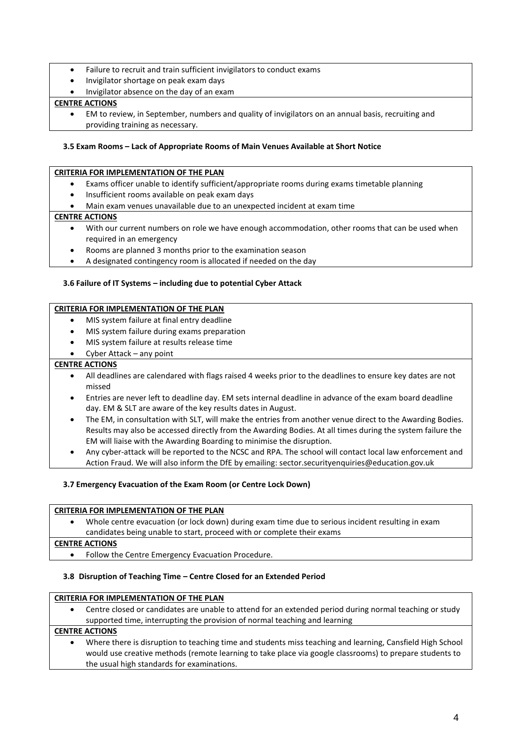- Failure to recruit and train sufficient invigilators to conduct exams
- Invigilator shortage on peak exam days
- Invigilator absence on the day of an exam

**CENTRE ACTIONS**

- EM to review, in September, numbers and quality of invigilators on an annual basis, recruiting and providing training as necessary.

### 3.5 Exam Rooms – Lack of Appropriate Rooms of Main Venues Available at Short Notice

**CRITERIA FOR IMPLEMENTATION OF THE PLAN**

- Exams officer unable to identify sufficient/appropriate rooms during exams timetable planning
- Insufficient rooms available on peak exam days
- Main exam venues unavailable due to an unexpected incident at exam time

**CENTRE ACTIONS**

- With our current numbers on role we have enough accommodation, other rooms that can be used when required in an emergency
- Rooms are planned 3 months prior to the examination season
- A designated contingency room is allocated if needed on the day

### 3.6 Failure of IT Systems – including due to potential Cyber Attack

**CRITERIA FOR IMPLEMENTATION OF THE PLAN**

- MIS system failure at final entry deadline
- MIS system failure during exams preparation
- MIS system failure at results release time
- Cyber Attack – any point

**CENTRE ACTIONS**

- All deadlines are calendared with flags raised 4 weeks prior to the deadlines to ensure key dates are not missed
- Entries are never left to deadline day. EM sets internal deadline in advance of the exam board deadline day. EM & SLT are aware of the key results dates in August.
- The EM, in consultation with SLT, will make the entries from another venue direct to the Awarding Bodies. Results may also be accessed directly from the Awarding Bodies. At all times during the system failure the EM will liaise with the Awarding Boarding to minimise the disruption.
- Any cyber-attack will be reported to the NCSC and RPA. The school will contact local law enforcement and Action Fraud. We will also inform the DfE by emailing: sector.securityenquiries@education.gov.uk

### 3.7 Emergency Evacuation of the Exam Room (or Centre Lock Down)

**CRITERIA FOR IMPLEMENTATION OF THE PLAN**

- Whole centre evacuation (or lock down) during exam time due to serious incident resulting in exam candidates being unable to start, proceed with or complete their exams

**CENTRE ACTIONS**

- Follow the Centre Emergency Evacuation Procedure.

### 3.8 Disruption of Teaching Time – Centre Closed for an Extended Period

**CRITERIA FOR IMPLEMENTATION OF THE PLAN**

- Centre closed or candidates are unable to attend for an extended period during normal teaching or study supported time, interrupting the provision of normal teaching and learning

**CENTRE ACTIONS**

- Where there is disruption to teaching time and students miss teaching and learning, Cansfield High School would use creative methods (remote learning to take place via google classrooms) to prepare students to the usual high standards for examinations.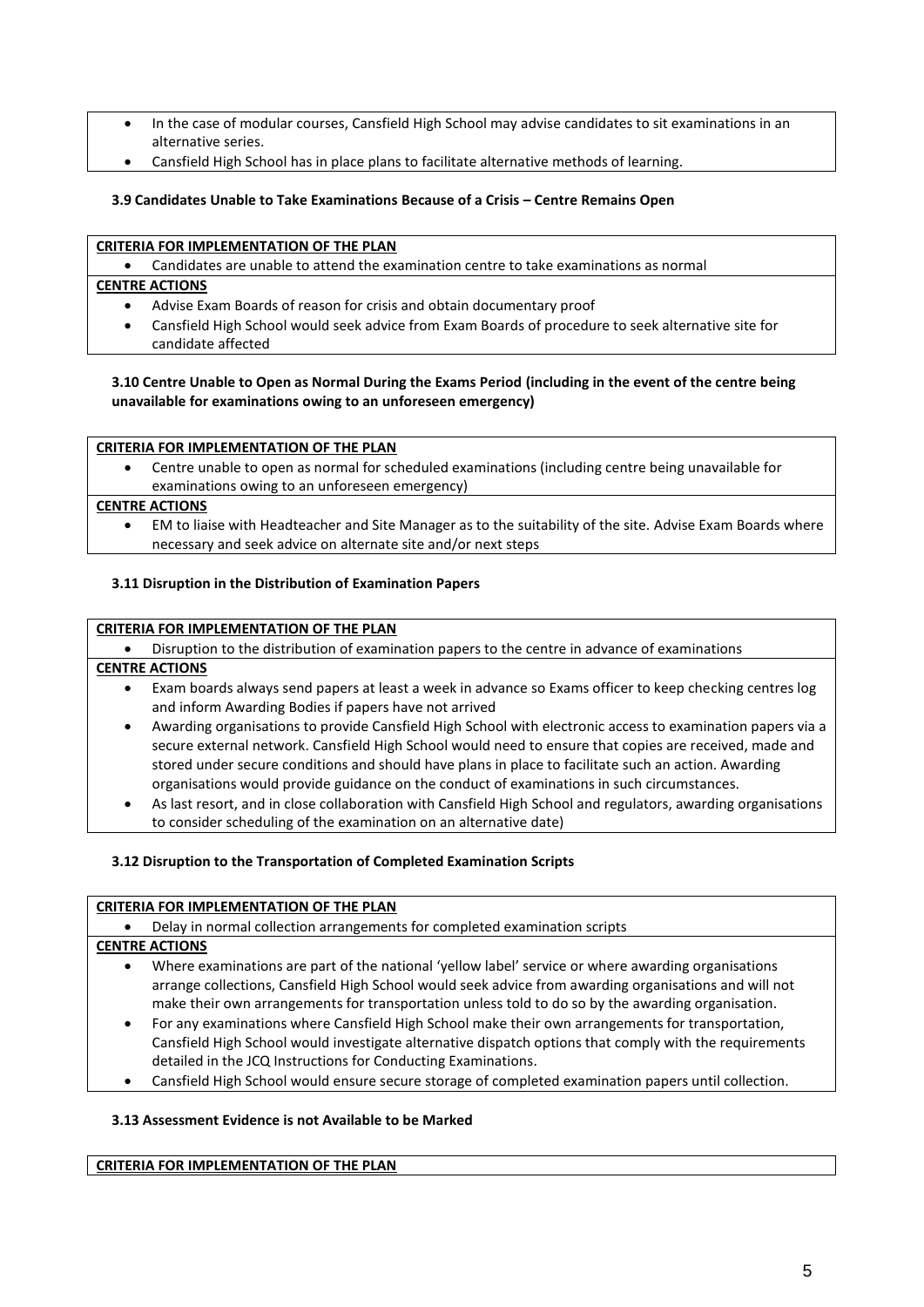- In the case of modular courses, Cansfield High School may advise candidates to sit examinations in an alternative series.
- Cansfield High School has in place plans to facilitate alternative methods of learning.

### 3.9 Candidates Unable to Take Examinations Because of a Crisis – Centre Remains Open

**CRITERIA FOR IMPLEMENTATION OF THE PLAN**

- Candidates are unable to attend the examination centre to take examinations as normal

**CENTRE ACTIONS**

- Advise Exam Boards of reason for crisis and obtain documentary proof
- Cansfield High School would seek advice from Exam Boards of procedure to seek alternative site for candidate affected

### 3.10 Centre Unable to Open as Normal During the Exams Period (including in the event of the centre being unavailable for examinations owing to an unforeseen emergency)

**CRITERIA FOR IMPLEMENTATION OF THE PLAN**

- Centre unable to open as normal for scheduled examinations (including centre being unavailable for examinations owing to an unforeseen emergency)

**CENTRE ACTIONS**

- EM to liaise with Headteacher and Site Manager as to the suitability of the site. Advise Exam Boards where necessary and seek advice on alternate site and/or next steps

### 3.11 Disruption in the Distribution of Examination Papers

**CRITERIA FOR IMPLEMENTATION OF THE PLAN**

- Disruption to the distribution of examination papers to the centre in advance of examinations

**CENTRE ACTIONS**

- Exam boards always send papers at least a week in advance so Exams officer to keep checking centres log and inform Awarding Bodies if papers have not arrived
- Awarding organisations to provide Cansfield High School with electronic access to examination papers via a secure external network. Cansfield High School would need to ensure that copies are received, made and stored under secure conditions and should have plans in place to facilitate such an action. Awarding organisations would provide guidance on the conduct of examinations in such circumstances.
- As last resort, and in close collaboration with Cansfield High School and regulators, awarding organisations to consider scheduling of the examination on an alternative date)

### 3.12 Disruption to the Transportation of Completed Examination Scripts

**CRITERIA FOR IMPLEMENTATION OF THE PLAN**

- Delay in normal collection arrangements for completed examination scripts

**CENTRE ACTIONS**

- Where examinations are part of the national 'yellow label' service or where awarding organisations arrange collections, Cansfield High School would seek advice from awarding organisations and will not make their own arrangements for transportation unless told to do so by the awarding organisation.
- For any examinations where Cansfield High School make their own arrangements for transportation, Cansfield High School would investigate alternative dispatch options that comply with the requirements detailed in the JCQ Instructions for Conducting Examinations.
- Cansfield High School would ensure secure storage of completed examination papers until collection.

### 3.13 Assessment Evidence is not Available to be Marked

**CRITERIA FOR IMPLEMENTATION OF THE PLAN**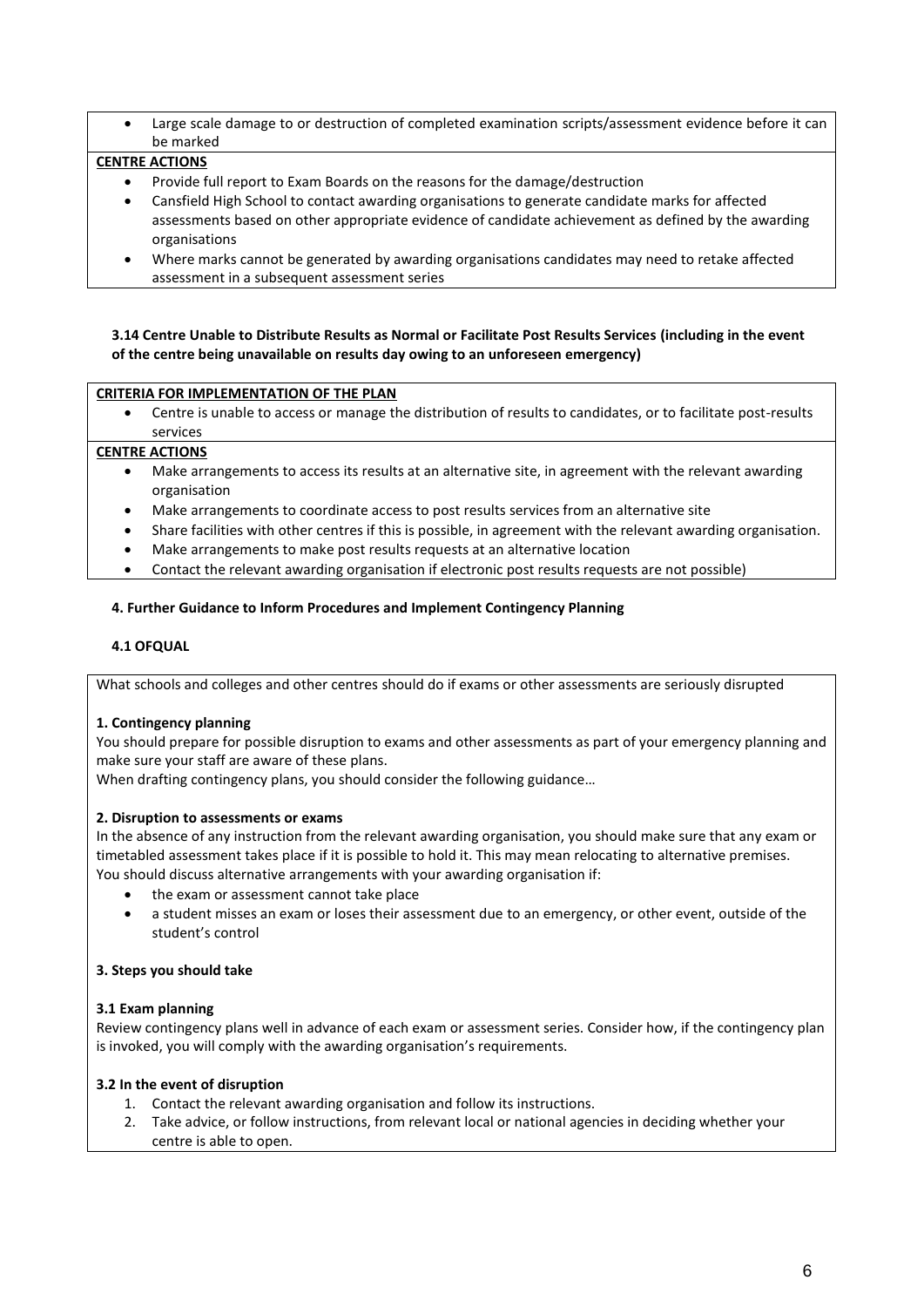- Large scale damage to or destruction of completed examination scripts/assessment evidence before it can be marked

**CENTRE ACTIONS**

- Provide full report to Exam Boards on the reasons for the damage/destruction
- Cansfield High School to contact awarding organisations to generate candidate marks for affected assessments based on other appropriate evidence of candidate achievement as defined by the awarding organisations
- Where marks cannot be generated by awarding organisations candidates may need to retake affected assessment in a subsequent assessment series

### 3.14 Centre Unable to Distribute Results as Normal or Facilitate Post Results Services (including in the event of the centre being unavailable on results day owing to an unforeseen emergency)

**CRITERIA FOR IMPLEMENTATION OF THE PLAN**

- Centre is unable to access or manage the distribution of results to candidates, or to facilitate post-results services

**CENTRE ACTIONS**

- Make arrangements to access its results at an alternative site, in agreement with the relevant awarding organisation
- Make arrangements to coordinate access to post results services from an alternative site
- Share facilities with other centres if this is possible, in agreement with the relevant awarding organisation.
- Make arrangements to make post results requests at an alternative location
- Contact the relevant awarding organisation if electronic post results requests are not possible)

## 4. Further Guidance to Inform Procedures and Implement Contingency Planning

### 4.1 OFQUAL

What schools and colleges and other centres should do if exams or other assessments are seriously disrupted

**1. Contingency planning**

You should prepare for possible disruption to exams and other assessments as part of your emergency planning and make sure your staff are aware of these plans.

When drafting contingency plans, you should consider the following guidance…

**2. Disruption to assessments or exams**

In the absence of any instruction from the relevant awarding organisation, you should make sure that any exam or timetabled assessment takes place if it is possible to hold it. This may mean relocating to alternative premises.

You should discuss alternative arrangements with your awarding organisation if:

- the exam or assessment cannot take place
- a student misses an exam or loses their assessment due to an emergency, or other event, outside of the student's control

**3. Steps you should take**

**3.1 Exam planning**

Review contingency plans well in advance of each exam or assessment series. Consider how, if the contingency plan is invoked, you will comply with the awarding organisation's requirements.

**3.2 In the event of disruption**

1. Contact the relevant awarding organisation and follow its instructions.
2. Take advice, or follow instructions, from relevant local or national agencies in deciding whether your centre is able to open.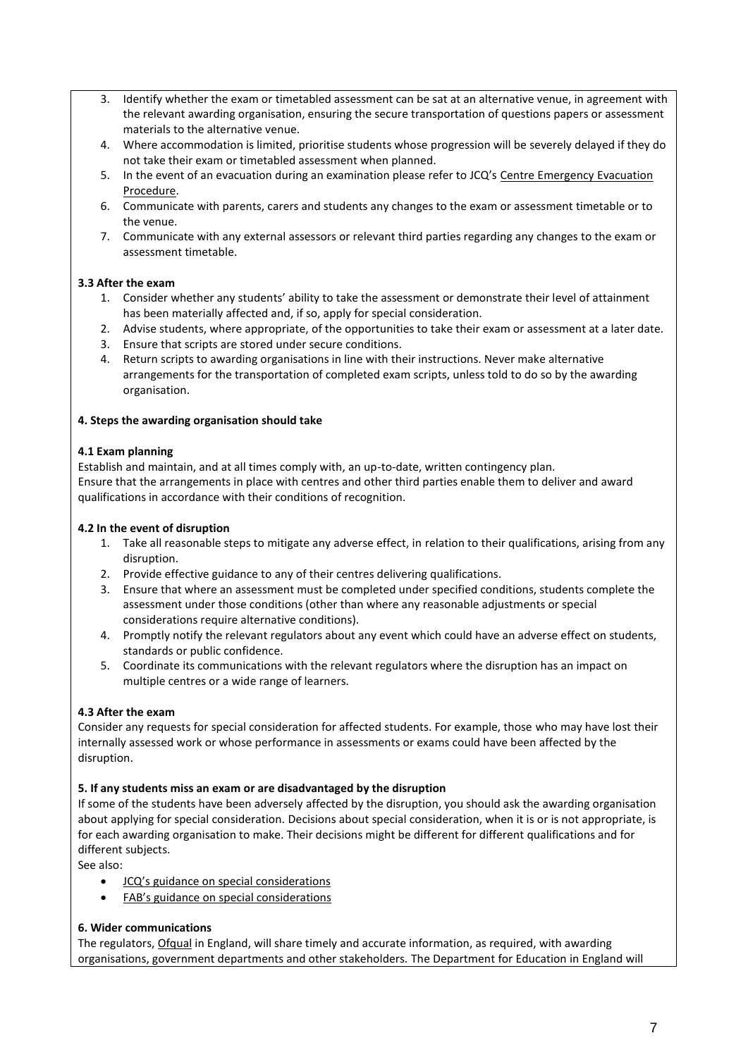3. Identify whether the exam or timetabled assessment can be sat at an alternative venue, in agreement with the relevant awarding organisation, ensuring the secure transportation of questions papers or assessment materials to the alternative venue.
4. Where accommodation is limited, prioritise students whose progression will be severely delayed if they do not take their exam or timetabled assessment when planned.
5. In the event of an evacuation during an examination please refer to JCQ's Centre Emergency Evacuation Procedure.
6. Communicate with parents, carers and students any changes to the exam or assessment timetable or to the venue.
7. Communicate with any external assessors or relevant third parties regarding any changes to the exam or assessment timetable.

**3.3 After the exam**

1. Consider whether any students' ability to take the assessment or demonstrate their level of attainment has been materially affected and, if so, apply for special consideration.
2. Advise students, where appropriate, of the opportunities to take their exam or assessment at a later date.
3. Ensure that scripts are stored under secure conditions.
4. Return scripts to awarding organisations in line with their instructions. Never make alternative arrangements for the transportation of completed exam scripts, unless told to do so by the awarding organisation.

**4. Steps the awarding organisation should take**

**4.1 Exam planning**

Establish and maintain, and at all times comply with, an up-to-date, written contingency plan.
Ensure that the arrangements in place with centres and other third parties enable them to deliver and award qualifications in accordance with their conditions of recognition.

**4.2 In the event of disruption**

1. Take all reasonable steps to mitigate any adverse effect, in relation to their qualifications, arising from any disruption.
2. Provide effective guidance to any of their centres delivering qualifications.
3. Ensure that where an assessment must be completed under specified conditions, students complete the assessment under those conditions (other than where any reasonable adjustments or special considerations require alternative conditions).
4. Promptly notify the relevant regulators about any event which could have an adverse effect on students, standards or public confidence.
5. Coordinate its communications with the relevant regulators where the disruption has an impact on multiple centres or a wide range of learners.

**4.3 After the exam**

Consider any requests for special consideration for affected students. For example, those who may have lost their internally assessed work or whose performance in assessments or exams could have been affected by the disruption.

**5. If any students miss an exam or are disadvantaged by the disruption**

If some of the students have been adversely affected by the disruption, you should ask the awarding organisation about applying for special consideration. Decisions about special consideration, when it is or is not appropriate, is for each awarding organisation to make. Their decisions might be different for different qualifications and for different subjects.

See also:

- JCQ's guidance on special considerations
- FAB's guidance on special considerations

**6. Wider communications**

The regulators, Ofqual in England, will share timely and accurate information, as required, with awarding organisations, government departments and other stakeholders. The Department for Education in England will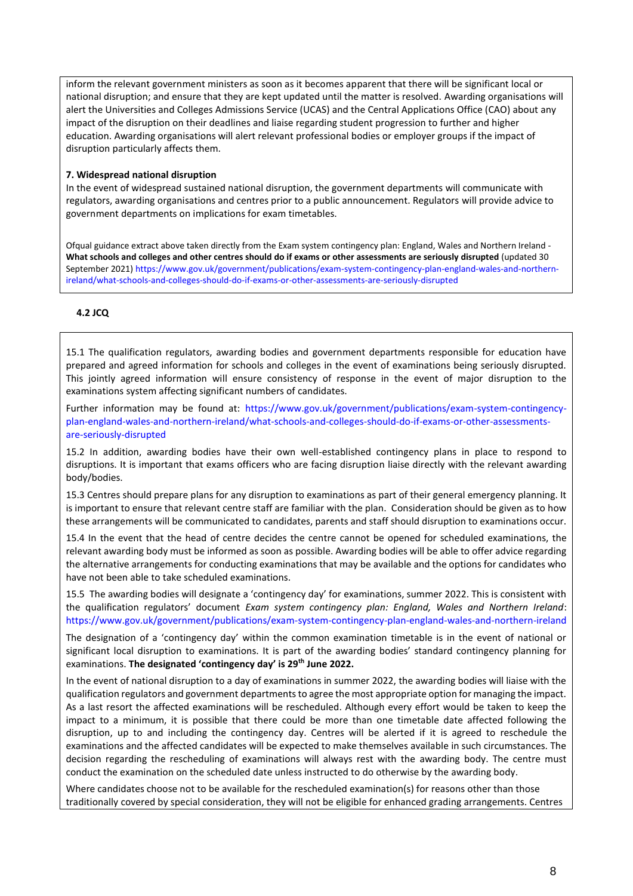inform the relevant government ministers as soon as it becomes apparent that there will be significant local or national disruption; and ensure that they are kept updated until the matter is resolved. Awarding organisations will alert the Universities and Colleges Admissions Service (UCAS) and the Central Applications Office (CAO) about any impact of the disruption on their deadlines and liaise regarding student progression to further and higher education. Awarding organisations will alert relevant professional bodies or employer groups if the impact of disruption particularly affects them.

**7. Widespread national disruption**

In the event of widespread sustained national disruption, the government departments will communicate with regulators, awarding organisations and centres prior to a public announcement. Regulators will provide advice to government departments on implications for exam timetables.

Ofqual guidance extract above taken directly from the Exam system contingency plan: England, Wales and Northern Ireland - **What schools and colleges and other centres should do if exams or other assessments are seriously disrupted** (updated 30 September 2021) https://www.gov.uk/government/publications/exam-system-contingency-plan-england-wales-and-northern-ireland/what-schools-and-colleges-should-do-if-exams-or-other-assessments-are-seriously-disrupted

**4.2 JCQ**

15.1 The qualification regulators, awarding bodies and government departments responsible for education have prepared and agreed information for schools and colleges in the event of examinations being seriously disrupted. This jointly agreed information will ensure consistency of response in the event of major disruption to the examinations system affecting significant numbers of candidates.

Further information may be found at: https://www.gov.uk/government/publications/exam-system-contingency-plan-england-wales-and-northern-ireland/what-schools-and-colleges-should-do-if-exams-or-other-assessments-are-seriously-disrupted

15.2 In addition, awarding bodies have their own well-established contingency plans in place to respond to disruptions. It is important that exams officers who are facing disruption liaise directly with the relevant awarding body/bodies.

15.3 Centres should prepare plans for any disruption to examinations as part of their general emergency planning. It is important to ensure that relevant centre staff are familiar with the plan. Consideration should be given as to how these arrangements will be communicated to candidates, parents and staff should disruption to examinations occur.

15.4 In the event that the head of centre decides the centre cannot be opened for scheduled examinations, the relevant awarding body must be informed as soon as possible. Awarding bodies will be able to offer advice regarding the alternative arrangements for conducting examinations that may be available and the options for candidates who have not been able to take scheduled examinations.

15.5 The awarding bodies will designate a 'contingency day' for examinations, summer 2022. This is consistent with the qualification regulators' document *Exam system contingency plan: England, Wales and Northern Ireland*: https://www.gov.uk/government/publications/exam-system-contingency-plan-england-wales-and-northern-ireland

The designation of a 'contingency day' within the common examination timetable is in the event of national or significant local disruption to examinations. It is part of the awarding bodies' standard contingency planning for examinations. **The designated 'contingency day' is 29th June 2022.**

In the event of national disruption to a day of examinations in summer 2022, the awarding bodies will liaise with the qualification regulators and government departments to agree the most appropriate option for managing the impact. As a last resort the affected examinations will be rescheduled. Although every effort would be taken to keep the impact to a minimum, it is possible that there could be more than one timetable date affected following the disruption, up to and including the contingency day. Centres will be alerted if it is agreed to reschedule the examinations and the affected candidates will be expected to make themselves available in such circumstances. The decision regarding the rescheduling of examinations will always rest with the awarding body. The centre must conduct the examination on the scheduled date unless instructed to do otherwise by the awarding body.

Where candidates choose not to be available for the rescheduled examination(s) for reasons other than those traditionally covered by special consideration, they will not be eligible for enhanced grading arrangements. Centres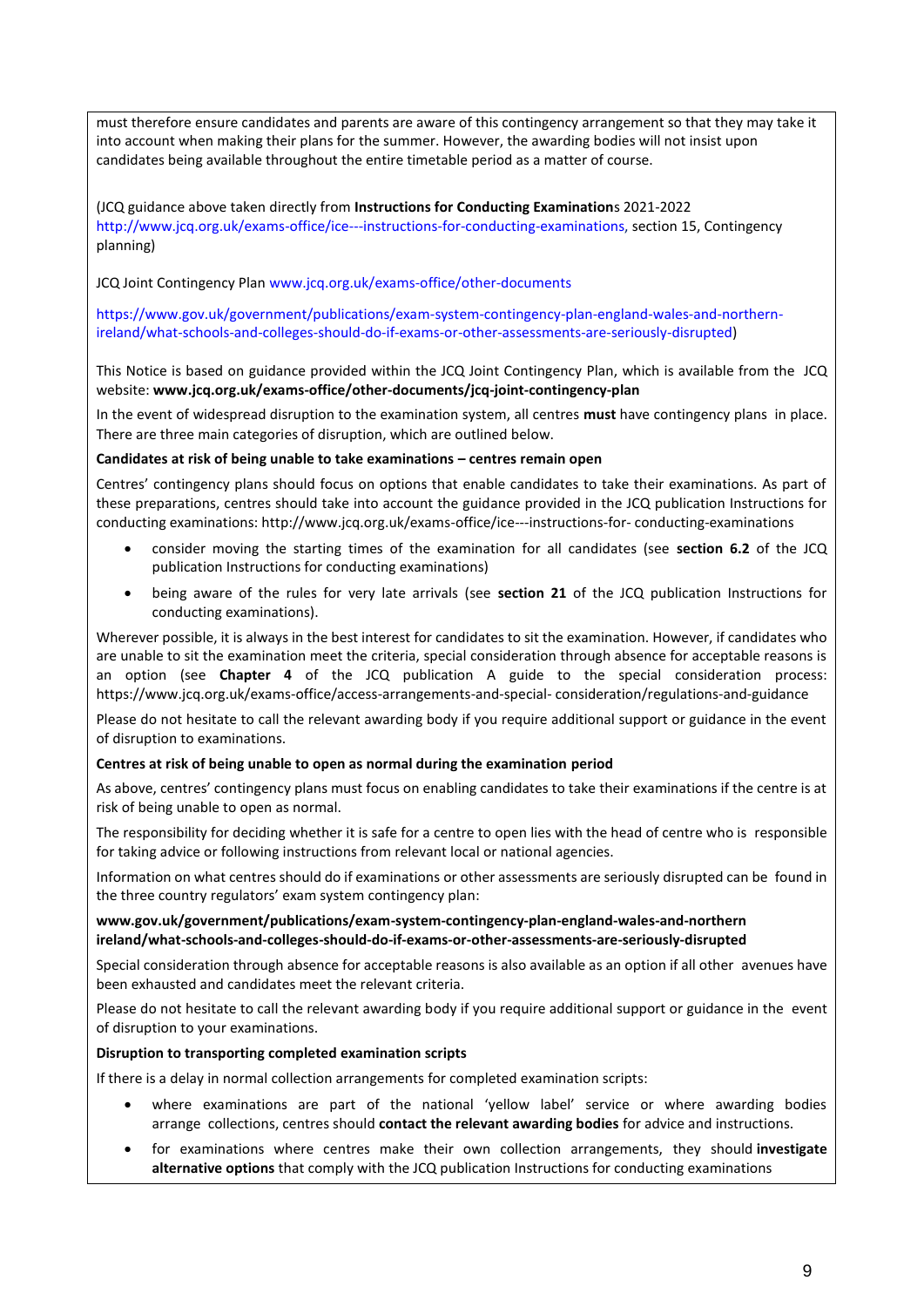must therefore ensure candidates and parents are aware of this contingency arrangement so that they may take it into account when making their plans for the summer. However, the awarding bodies will not insist upon candidates being available throughout the entire timetable period as a matter of course.

(JCQ guidance above taken directly from **Instructions for Conducting Examination**s 2021-2022 http://www.jcq.org.uk/exams-office/ice---instructions-for-conducting-examinations, section 15, Contingency planning)

JCQ Joint Contingency Plan www.jcq.org.uk/exams-office/other-documents

https://www.gov.uk/government/publications/exam-system-contingency-plan-england-wales-and-northern-ireland/what-schools-and-colleges-should-do-if-exams-or-other-assessments-are-seriously-disrupted)

This Notice is based on guidance provided within the JCQ Joint Contingency Plan, which is available from the JCQ website: **www.jcq.org.uk/exams-office/other-documents/jcq-joint-contingency-plan**

In the event of widespread disruption to the examination system, all centres **must** have contingency plans in place. There are three main categories of disruption, which are outlined below.

**Candidates at risk of being unable to take examinations – centres remain open**

Centres' contingency plans should focus on options that enable candidates to take their examinations. As part of these preparations, centres should take into account the guidance provided in the JCQ publication Instructions for conducting examinations: http://www.jcq.org.uk/exams-office/ice---instructions-for- conducting-examinations

- consider moving the starting times of the examination for all candidates (see **section 6.2** of the JCQ publication Instructions for conducting examinations)
- being aware of the rules for very late arrivals (see **section 21** of the JCQ publication Instructions for conducting examinations).

Wherever possible, it is always in the best interest for candidates to sit the examination. However, if candidates who are unable to sit the examination meet the criteria, special consideration through absence for acceptable reasons is an option (see **Chapter 4** of the JCQ publication A guide to the special consideration process: https://www.jcq.org.uk/exams-office/access-arrangements-and-special- consideration/regulations-and-guidance

Please do not hesitate to call the relevant awarding body if you require additional support or guidance in the event of disruption to examinations.

**Centres at risk of being unable to open as normal during the examination period**

As above, centres' contingency plans must focus on enabling candidates to take their examinations if the centre is at risk of being unable to open as normal.

The responsibility for deciding whether it is safe for a centre to open lies with the head of centre who is responsible for taking advice or following instructions from relevant local or national agencies.

Information on what centres should do if examinations or other assessments are seriously disrupted can be found in the three country regulators' exam system contingency plan:

**www.gov.uk/government/publications/exam-system-contingency-plan-england-wales-and-northern ireland/what-schools-and-colleges-should-do-if-exams-or-other-assessments-are-seriously-disrupted**

Special consideration through absence for acceptable reasons is also available as an option if all other avenues have been exhausted and candidates meet the relevant criteria.

Please do not hesitate to call the relevant awarding body if you require additional support or guidance in the event of disruption to your examinations.

**Disruption to transporting completed examination scripts**

If there is a delay in normal collection arrangements for completed examination scripts:

- where examinations are part of the national 'yellow label' service or where awarding bodies arrange collections, centres should **contact the relevant awarding bodies** for advice and instructions.
- for examinations where centres make their own collection arrangements, they should **investigate alternative options** that comply with the JCQ publication Instructions for conducting examinations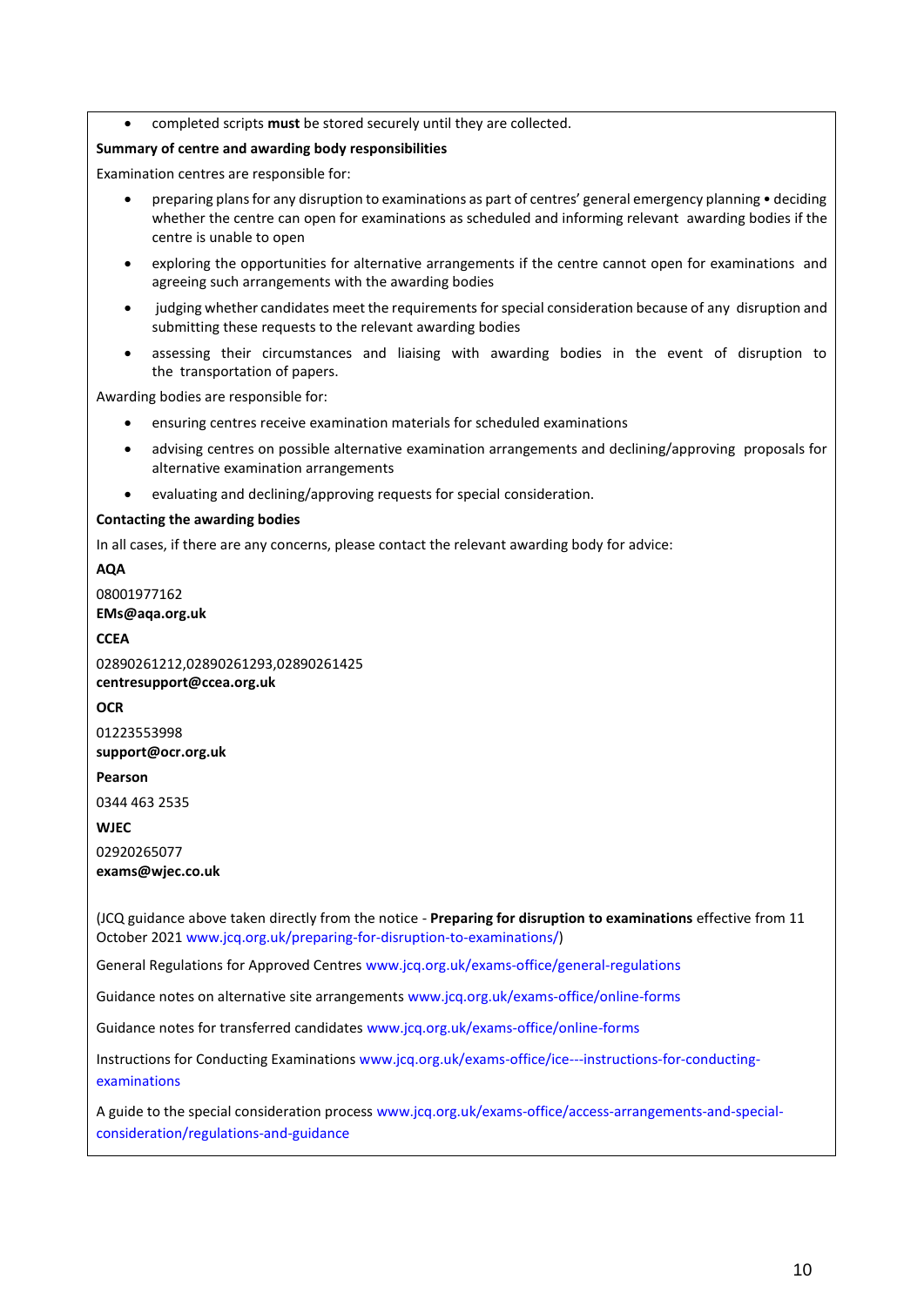- completed scripts **must** be stored securely until they are collected.

**Summary of centre and awarding body responsibilities**

Examination centres are responsible for:

- preparing plans for any disruption to examinations as part of centres' general emergency planning • deciding whether the centre can open for examinations as scheduled and informing relevant awarding bodies if the centre is unable to open
- exploring the opportunities for alternative arrangements if the centre cannot open for examinations and agreeing such arrangements with the awarding bodies
- judging whether candidates meet the requirements for special consideration because of any disruption and submitting these requests to the relevant awarding bodies
- assessing their circumstances and liaising with awarding bodies in the event of disruption to the transportation of papers.

Awarding bodies are responsible for:

- ensuring centres receive examination materials for scheduled examinations
- advising centres on possible alternative examination arrangements and declining/approving proposals for alternative examination arrangements
- evaluating and declining/approving requests for special consideration.

**Contacting the awarding bodies**

In all cases, if there are any concerns, please contact the relevant awarding body for advice:

**AQA**

08001977162
**EMs@aqa.org.uk**

**CCEA**

02890261212,02890261293,02890261425
**centresupport@ccea.org.uk**

**OCR**

01223553998
**support@ocr.org.uk**

**Pearson**

0344 463 2535

**WJEC**

02920265077
**exams@wjec.co.uk**

(JCQ guidance above taken directly from the notice - **Preparing for disruption to examinations** effective from 11 October 2021 www.jcq.org.uk/preparing-for-disruption-to-examinations/)

General Regulations for Approved Centres www.jcq.org.uk/exams-office/general-regulations

Guidance notes on alternative site arrangements www.jcq.org.uk/exams-office/online-forms

Guidance notes for transferred candidates www.jcq.org.uk/exams-office/online-forms

Instructions for Conducting Examinations www.jcq.org.uk/exams-office/ice---instructions-for-conducting-examinations

A guide to the special consideration process www.jcq.org.uk/exams-office/access-arrangements-and-special-consideration/regulations-and-guidance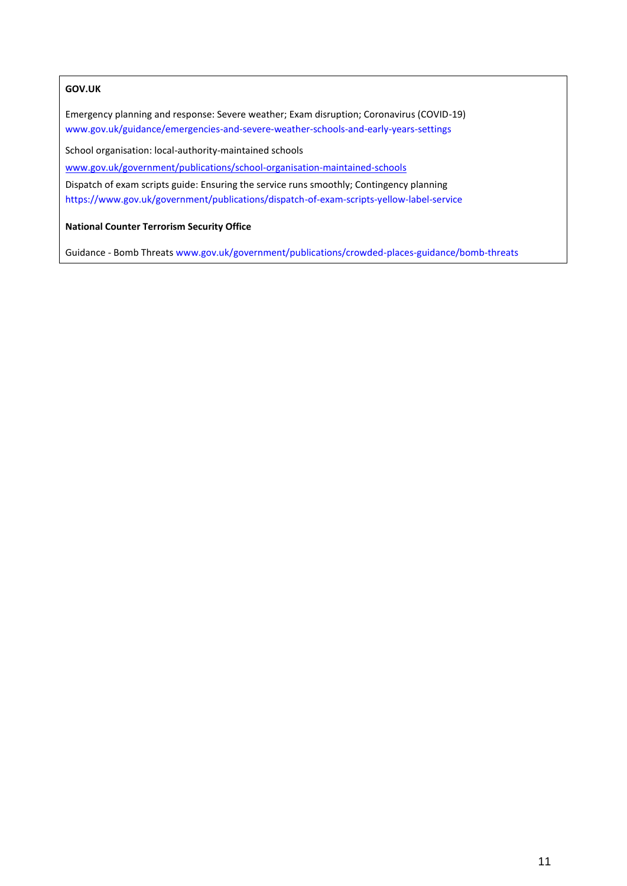**GOV.UK**

Emergency planning and response: Severe weather; Exam disruption; Coronavirus (COVID-19)
www.gov.uk/guidance/emergencies-and-severe-weather-schools-and-early-years-settings

School organisation: local-authority-maintained schools

www.gov.uk/government/publications/school-organisation-maintained-schools

Dispatch of exam scripts guide: Ensuring the service runs smoothly; Contingency planning
https://www.gov.uk/government/publications/dispatch-of-exam-scripts-yellow-label-service

**National Counter Terrorism Security Office**

Guidance - Bomb Threats www.gov.uk/government/publications/crowded-places-guidance/bomb-threats